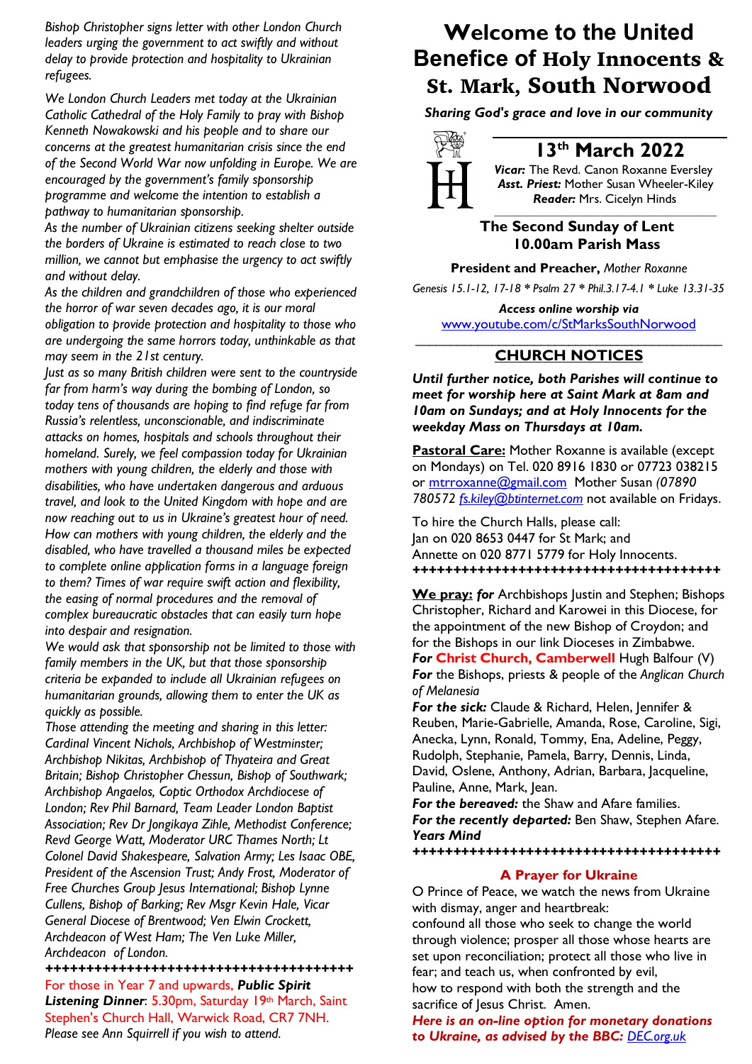# Welcome to the United Benefice of Holy Innocents & St. Mark, South Norwood

***Sharing God's grace and love in our community***

## 13th March 2022

***Vicar:*** The Revd. Canon Roxanne Eversley
***Asst. Priest:*** Mother Susan Wheeler-Kiley
***Reader:*** Mrs. Cicelyn Hinds

**The Second Sunday of Lent**
**10.00am Parish Mass**

**President and Preacher,** *Mother Roxanne*

*Genesis 15.1-12, 17-18 * Psalm 27 * Phil.3.17-4.1 * Luke 13.31-35*

***Access online worship via***
www.youtube.com/c/StMarksSouthNorwood

## CHURCH NOTICES

***Until further notice, both Parishes will continue to meet for worship here at Saint Mark at 8am and 10am on Sundays; and at Holy Innocents for the weekday Mass on Thursdays at 10am.***

**Pastoral Care:** Mother Roxanne is available (except on Mondays) on Tel. 020 8916 1830 or 07723 038215 or mtrroxanne@gmail.com Mother Susan *(07890 780572 fs.kiley@btinternet.com* not available on Fridays.

To hire the Church Halls, please call:
Jan on 020 8653 0447 for St Mark; and
Annette on 020 8771 5779 for Holy Innocents.

++++++++++++++++++++++++++++++++++++++

**We pray:** ***for*** Archbishops Justin and Stephen; Bishops Christopher, Richard and Karowei in this Diocese, for the appointment of the new Bishop of Croydon; and for the Bishops in our link Dioceses in Zimbabwe.
***For*** **Christ Church, Camberwell** Hugh Balfour (V)
***For*** the Bishops, priests & people of the *Anglican Church of Melanesia*
***For the sick:*** Claude & Richard, Helen, Jennifer & Reuben, Marie-Gabrielle, Amanda, Rose, Caroline, Sigi, Anecka, Lynn, Ronald, Tommy, Ena, Adeline, Peggy, Rudolph, Stephanie, Pamela, Barry, Dennis, Linda, David, Oslene, Anthony, Adrian, Barbara, Jacqueline, Pauline, Anne, Mark, Jean.
***For the bereaved:*** the Shaw and Afare families.
***For the recently departed:*** Ben Shaw, Stephen Afare.
***Years Mind***

++++++++++++++++++++++++++++++++++++++

### A Prayer for Ukraine

O Prince of Peace, we watch the news from Ukraine with dismay, anger and heartbreak:
confound all those who seek to change the world through violence; prosper all those whose hearts are set upon reconciliation; protect all those who live in fear; and teach us, when confronted by evil,
how to respond with both the strength and the sacrifice of Jesus Christ. Amen.

***Here is an on-line option for monetary donations to Ukraine, as advised by the BBC:*** *DEC.org.uk*

*Bishop Christopher signs letter with other London Church leaders urging the government to act swiftly and without delay to provide protection and hospitality to Ukrainian refugees.*

*We London Church Leaders met today at the Ukrainian Catholic Cathedral of the Holy Family to pray with Bishop Kenneth Nowakowski and his people and to share our concerns at the greatest humanitarian crisis since the end of the Second World War now unfolding in Europe. We are encouraged by the government's family sponsorship programme and welcome the intention to establish a pathway to humanitarian sponsorship.*

*As the number of Ukrainian citizens seeking shelter outside the borders of Ukraine is estimated to reach close to two million, we cannot but emphasise the urgency to act swiftly and without delay.*

*As the children and grandchildren of those who experienced the horror of war seven decades ago, it is our moral obligation to provide protection and hospitality to those who are undergoing the same horrors today, unthinkable as that may seem in the 21st century.*

*Just as so many British children were sent to the countryside far from harm's way during the bombing of London, so today tens of thousands are hoping to find refuge far from Russia's relentless, unconscionable, and indiscriminate attacks on homes, hospitals and schools throughout their homeland. Surely, we feel compassion today for Ukrainian mothers with young children, the elderly and those with disabilities, who have undertaken dangerous and arduous travel, and look to the United Kingdom with hope and are now reaching out to us in Ukraine's greatest hour of need. How can mothers with young children, the elderly and the disabled, who have travelled a thousand miles be expected to complete online application forms in a language foreign to them? Times of war require swift action and flexibility, the easing of normal procedures and the removal of complex bureaucratic obstacles that can easily turn hope into despair and resignation.*

*We would ask that sponsorship not be limited to those with family members in the UK, but that those sponsorship criteria be expanded to include all Ukrainian refugees on humanitarian grounds, allowing them to enter the UK as quickly as possible.*

*Those attending the meeting and sharing in this letter: Cardinal Vincent Nichols, Archbishop of Westminster; Archbishop Nikitas, Archbishop of Thyateira and Great Britain; Bishop Christopher Chessun, Bishop of Southwark; Archbishop Angaelos, Coptic Orthodox Archdiocese of London; Rev Phil Barnard, Team Leader London Baptist Association; Rev Dr Jongikaya Zihle, Methodist Conference; Revd George Watt, Moderator URC Thames North; Lt Colonel David Shakespeare, Salvation Army; Les Isaac OBE, President of the Ascension Trust; Andy Frost, Moderator of Free Churches Group Jesus International; Bishop Lynne Cullens, Bishop of Barking; Rev Msgr Kevin Hale, Vicar General Diocese of Brentwood; Ven Elwin Crockett, Archdeacon of West Ham; The Ven Luke Miller, Archdeacon of London.*

++++++++++++++++++++++++++++++++++++++

For those in Year 7 and upwards, ***Public Spirit Listening Dinner***: 5.30pm, Saturday 19th March, Saint Stephen's Church Hall, Warwick Road, CR7 7NH.
*Please see Ann Squirrell if you wish to attend.*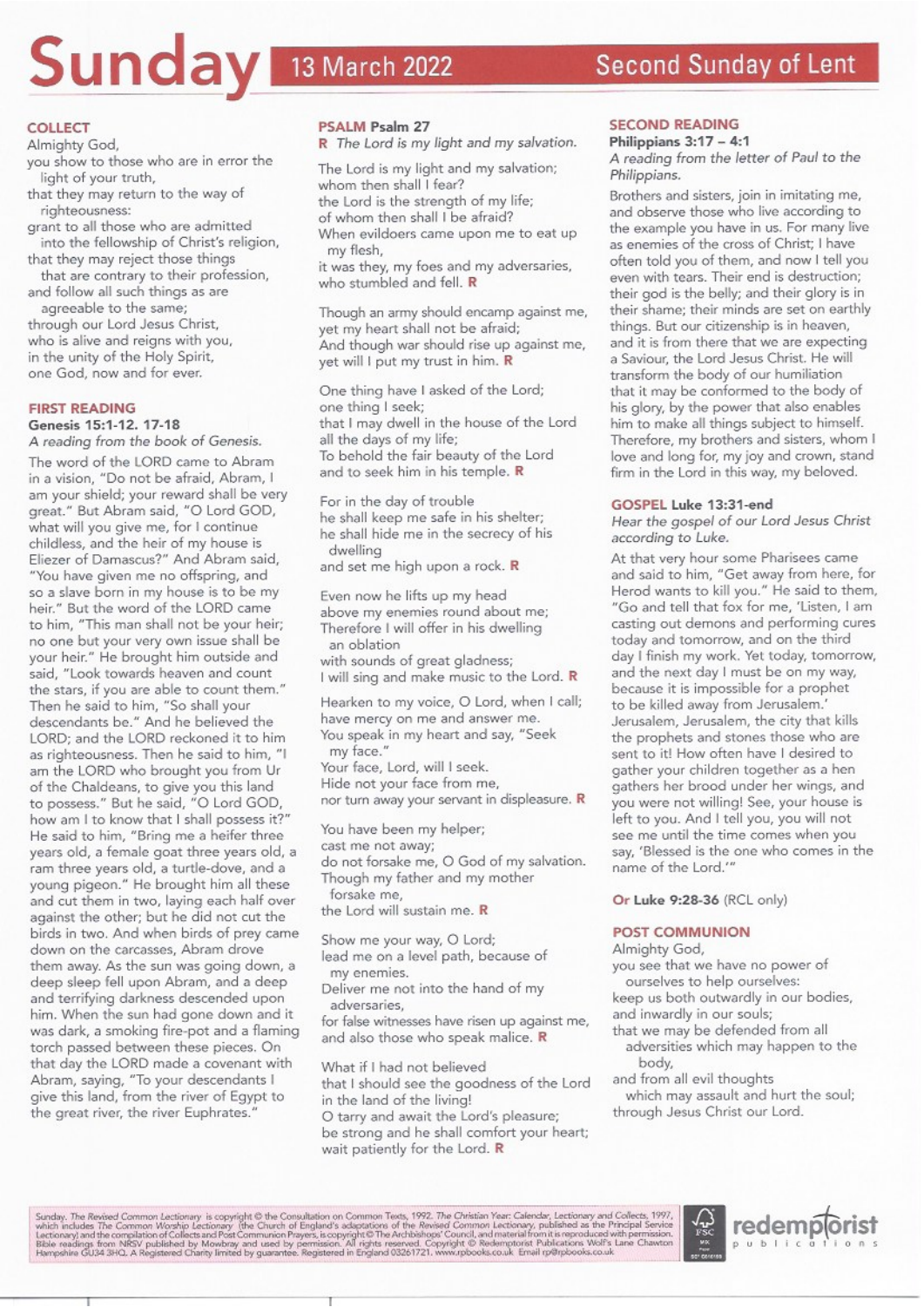# Sunday 13 March 2022 Second Sunday of Lent

## COLLECT

Almighty God,
you show to those who are in error the
light of your truth,
that they may return to the way of
righteousness:
grant to all those who are admitted
into the fellowship of Christ's religion,
that they may reject those things
that are contrary to their profession,
and follow all such things as are
agreeable to the same;
through our Lord Jesus Christ,
who is alive and reigns with you,
in the unity of the Holy Spirit,
one God, now and for ever.

## FIRST READING

**Genesis 15:1-12. 17-18**

*A reading from the book of Genesis.*

The word of the LORD came to Abram in a vision, "Do not be afraid, Abram, I am your shield; your reward shall be very great." But Abram said, "O Lord GOD, what will you give me, for I continue childless, and the heir of my house is Eliezer of Damascus?" And Abram said, "You have given me no offspring, and so a slave born in my house is to be my heir." But the word of the LORD came to him, "This man shall not be your heir; no one but your very own issue shall be your heir." He brought him outside and said, "Look towards heaven and count the stars, if you are able to count them." Then he said to him, "So shall your descendants be." And he believed the LORD; and the LORD reckoned it to him as righteousness. Then he said to him, "I am the LORD who brought you from Ur of the Chaldeans, to give you this land to possess." But he said, "O Lord GOD, how am I to know that I shall possess it?" He said to him, "Bring me a heifer three years old, a female goat three years old, a ram three years old, a turtle-dove, and a young pigeon." He brought him all these and cut them in two, laying each half over against the other; but he did not cut the birds in two. And when birds of prey came down on the carcasses, Abram drove them away. As the sun was going down, a deep sleep fell upon Abram, and a deep and terrifying darkness descended upon him. When the sun had gone down and it was dark, a smoking fire-pot and a flaming torch passed between these pieces. On that day the LORD made a covenant with Abram, saying, "To your descendants I give this land, from the river of Egypt to the great river, the river Euphrates."

## PSALM Psalm 27

**R** *The Lord is my light and my salvation.*

The Lord is my light and my salvation;
whom then shall I fear?
the Lord is the strength of my life;
of whom then shall I be afraid?
When evildoers came upon me to eat up
my flesh,
it was they, my foes and my adversaries,
who stumbled and fell. **R**

Though an army should encamp against me,
yet my heart shall not be afraid;
And though war should rise up against me,
yet will I put my trust in him. **R**

One thing have I asked of the Lord;
one thing I seek;
that I may dwell in the house of the Lord
all the days of my life;
To behold the fair beauty of the Lord
and to seek him in his temple. **R**

For in the day of trouble
he shall keep me safe in his shelter;
he shall hide me in the secrecy of his
dwelling
and set me high upon a rock. **R**

Even now he lifts up my head
above my enemies round about me;
Therefore I will offer in his dwelling
an oblation
with sounds of great gladness;
I will sing and make music to the Lord. **R**

Hearken to my voice, O Lord, when I call;
have mercy on me and answer me.
You speak in my heart and say, "Seek
my face."
Your face, Lord, will I seek.
Hide not your face from me,
nor turn away your servant in displeasure. **R**

You have been my helper;
cast me not away;
do not forsake me, O God of my salvation.
Though my father and my mother
forsake me,
the Lord will sustain me. **R**

Show me your way, O Lord;
lead me on a level path, because of
my enemies.
Deliver me not into the hand of my
adversaries,
for false witnesses have risen up against me,
and also those who speak malice. **R**

What if I had not believed
that I should see the goodness of the Lord
in the land of the living!
O tarry and await the Lord's pleasure;
be strong and he shall comfort your heart;
wait patiently for the Lord. **R**

## SECOND READING

**Philippians 3:17 – 4:1**

*A reading from the letter of Paul to the Philippians.*

Brothers and sisters, join in imitating me, and observe those who live according to the example you have in us. For many live as enemies of the cross of Christ; I have often told you of them, and now I tell you even with tears. Their end is destruction; their god is the belly; and their glory is in their shame; their minds are set on earthly things. But our citizenship is in heaven, and it is from there that we are expecting a Saviour, the Lord Jesus Christ. He will transform the body of our humiliation that it may be conformed to the body of his glory, by the power that also enables him to make all things subject to himself. Therefore, my brothers and sisters, whom I love and long for, my joy and crown, stand firm in the Lord in this way, my beloved.

## GOSPEL Luke 13:31-end

*Hear the gospel of our Lord Jesus Christ according to Luke.*

At that very hour some Pharisees came and said to him, "Get away from here, for Herod wants to kill you." He said to them, "Go and tell that fox for me, 'Listen, I am casting out demons and performing cures today and tomorrow, and on the third day I finish my work. Yet today, tomorrow, and the next day I must be on my way, because it is impossible for a prophet to be killed away from Jerusalem.' Jerusalem, Jerusalem, the city that kills the prophets and stones those who are sent to it! How often have I desired to gather your children together as a hen gathers her brood under her wings, and you were not willing! See, your house is left to you. And I tell you, you will not see me until the time comes when you say, 'Blessed is the one who comes in the name of the Lord.'"

**Or Luke 9:28-36** (RCL only)

## POST COMMUNION

Almighty God,
you see that we have no power of
ourselves to help ourselves:
keep us both outwardly in our bodies,
and inwardly in our souls;
that we may be defended from all
adversities which may happen to the
body,
and from all evil thoughts
which may assault and hurt the soul;
through Jesus Christ our Lord.

Sunday. *The Revised Common Lectionary* is copyright © the Consultation on Common Texts, 1992. *The Christian Year: Calendar, Lectionary and Collects*, 1997, which includes *The Common Worship Lectionary* (the Church of England's adaptations of the *Revised Common Lectionary*, published as the Principal Service Lectionary) and the compilation of Collects and Post Communion Prayers, is copyright © The Archbishops' Council, and material from it is reproduced with permission. Bible readings from NRSV published by Mowbray and used by permission. All rights reserved. Copyright © Redemptorist Publications Wolf's Lane Chawton Hampshire GU34 3HQ. A Registered Charity limited by guarantee. Registered in England 03261721. www.rpbooks.co.uk Email rp@rpbooks.co.uk

redemptorist publications